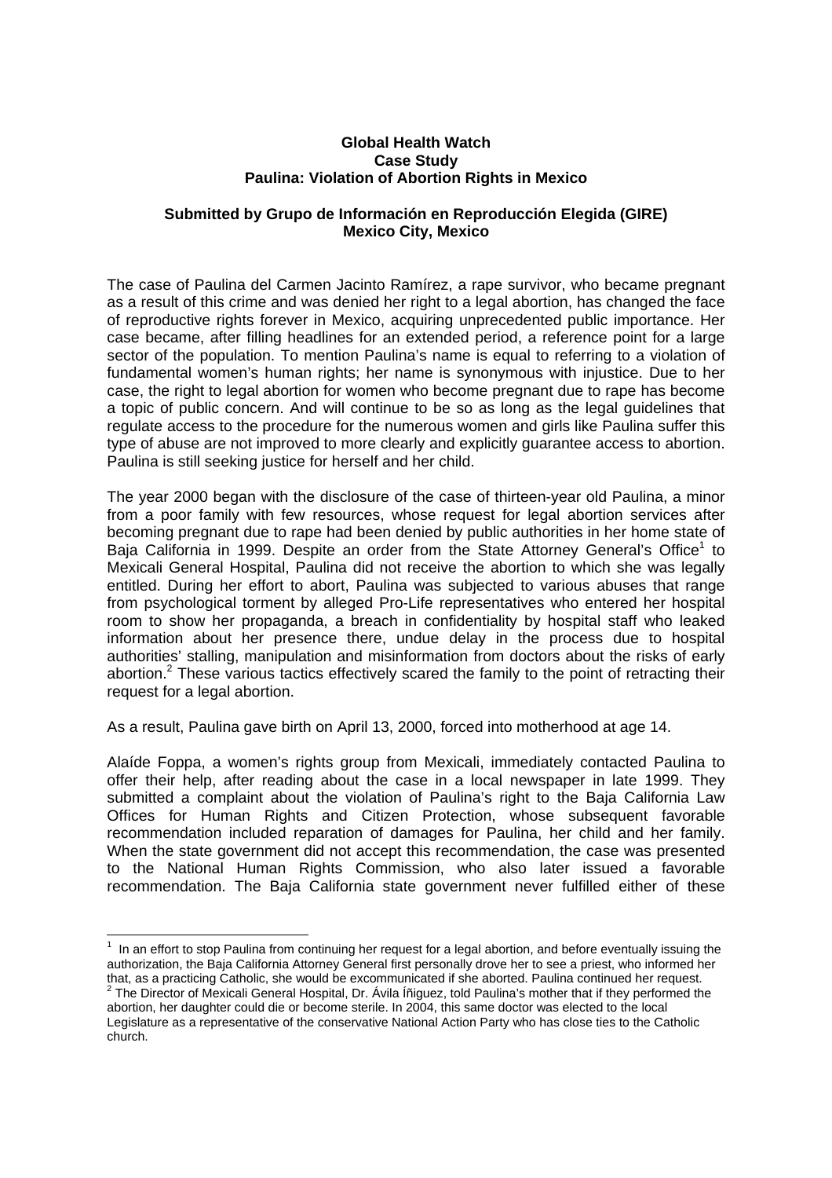**Global Health Watch**
**Case Study**
**Paulina: Violation of Abortion Rights in Mexico**

**Submitted by Grupo de Información en Reproducción Elegida (GIRE)**
**Mexico City, Mexico**

The case of Paulina del Carmen Jacinto Ramírez, a rape survivor, who became pregnant as a result of this crime and was denied her right to a legal abortion, has changed the face of reproductive rights forever in Mexico, acquiring unprecedented public importance. Her case became, after filling headlines for an extended period, a reference point for a large sector of the population. To mention Paulina's name is equal to referring to a violation of fundamental women's human rights; her name is synonymous with injustice. Due to her case, the right to legal abortion for women who become pregnant due to rape has become a topic of public concern. And will continue to be so as long as the legal guidelines that regulate access to the procedure for the numerous women and girls like Paulina suffer this type of abuse are not improved to more clearly and explicitly guarantee access to abortion. Paulina is still seeking justice for herself and her child.

The year 2000 began with the disclosure of the case of thirteen-year old Paulina, a minor from a poor family with few resources, whose request for legal abortion services after becoming pregnant due to rape had been denied by public authorities in her home state of Baja California in 1999. Despite an order from the State Attorney General's Office[1] to Mexicali General Hospital, Paulina did not receive the abortion to which she was legally entitled. During her effort to abort, Paulina was subjected to various abuses that range from psychological torment by alleged Pro-Life representatives who entered her hospital room to show her propaganda, a breach in confidentiality by hospital staff who leaked information about her presence there, undue delay in the process due to hospital authorities' stalling, manipulation and misinformation from doctors about the risks of early abortion.[2] These various tactics effectively scared the family to the point of retracting their request for a legal abortion.

As a result, Paulina gave birth on April 13, 2000, forced into motherhood at age 14.

Alaíde Foppa, a women's rights group from Mexicali, immediately contacted Paulina to offer their help, after reading about the case in a local newspaper in late 1999. They submitted a complaint about the violation of Paulina's right to the Baja California Law Offices for Human Rights and Citizen Protection, whose subsequent favorable recommendation included reparation of damages for Paulina, her child and her family. When the state government did not accept this recommendation, the case was presented to the National Human Rights Commission, who also later issued a favorable recommendation. The Baja California state government never fulfilled either of these

---

[1] In an effort to stop Paulina from continuing her request for a legal abortion, and before eventually issuing the authorization, the Baja California Attorney General first personally drove her to see a priest, who informed her that, as a practicing Catholic, she would be excommunicated if she aborted. Paulina continued her request.

[2] The Director of Mexicali General Hospital, Dr. Ávila Íñiguez, told Paulina's mother that if they performed the abortion, her daughter could die or become sterile. In 2004, this same doctor was elected to the local Legislature as a representative of the conservative National Action Party who has close ties to the Catholic church.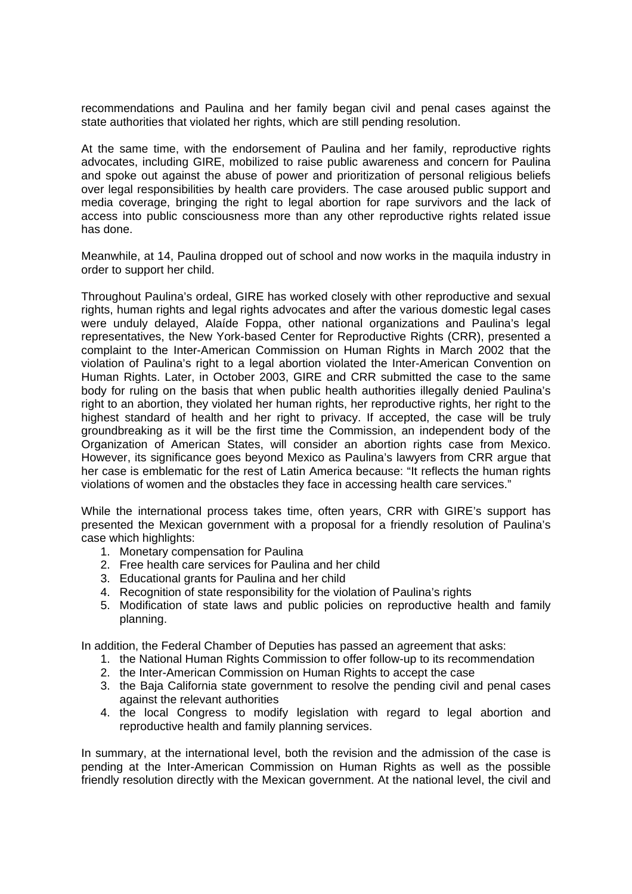recommendations and Paulina and her family began civil and penal cases against the state authorities that violated her rights, which are still pending resolution.

At the same time, with the endorsement of Paulina and her family, reproductive rights advocates, including GIRE, mobilized to raise public awareness and concern for Paulina and spoke out against the abuse of power and prioritization of personal religious beliefs over legal responsibilities by health care providers. The case aroused public support and media coverage, bringing the right to legal abortion for rape survivors and the lack of access into public consciousness more than any other reproductive rights related issue has done.

Meanwhile, at 14, Paulina dropped out of school and now works in the maquila industry in order to support her child.

Throughout Paulina's ordeal, GIRE has worked closely with other reproductive and sexual rights, human rights and legal rights advocates and after the various domestic legal cases were unduly delayed, Alaíde Foppa, other national organizations and Paulina's legal representatives, the New York-based Center for Reproductive Rights (CRR), presented a complaint to the Inter-American Commission on Human Rights in March 2002 that the violation of Paulina's right to a legal abortion violated the Inter-American Convention on Human Rights. Later, in October 2003, GIRE and CRR submitted the case to the same body for ruling on the basis that when public health authorities illegally denied Paulina's right to an abortion, they violated her human rights, her reproductive rights, her right to the highest standard of health and her right to privacy. If accepted, the case will be truly groundbreaking as it will be the first time the Commission, an independent body of the Organization of American States, will consider an abortion rights case from Mexico. However, its significance goes beyond Mexico as Paulina's lawyers from CRR argue that her case is emblematic for the rest of Latin America because: "It reflects the human rights violations of women and the obstacles they face in accessing health care services."

While the international process takes time, often years, CRR with GIRE's support has presented the Mexican government with a proposal for a friendly resolution of Paulina's case which highlights:

1. Monetary compensation for Paulina
2. Free health care services for Paulina and her child
3. Educational grants for Paulina and her child
4. Recognition of state responsibility for the violation of Paulina's rights
5. Modification of state laws and public policies on reproductive health and family planning.

In addition, the Federal Chamber of Deputies has passed an agreement that asks:

1. the National Human Rights Commission to offer follow-up to its recommendation
2. the Inter-American Commission on Human Rights to accept the case
3. the Baja California state government to resolve the pending civil and penal cases against the relevant authorities
4. the local Congress to modify legislation with regard to legal abortion and reproductive health and family planning services.

In summary, at the international level, both the revision and the admission of the case is pending at the Inter-American Commission on Human Rights as well as the possible friendly resolution directly with the Mexican government. At the national level, the civil and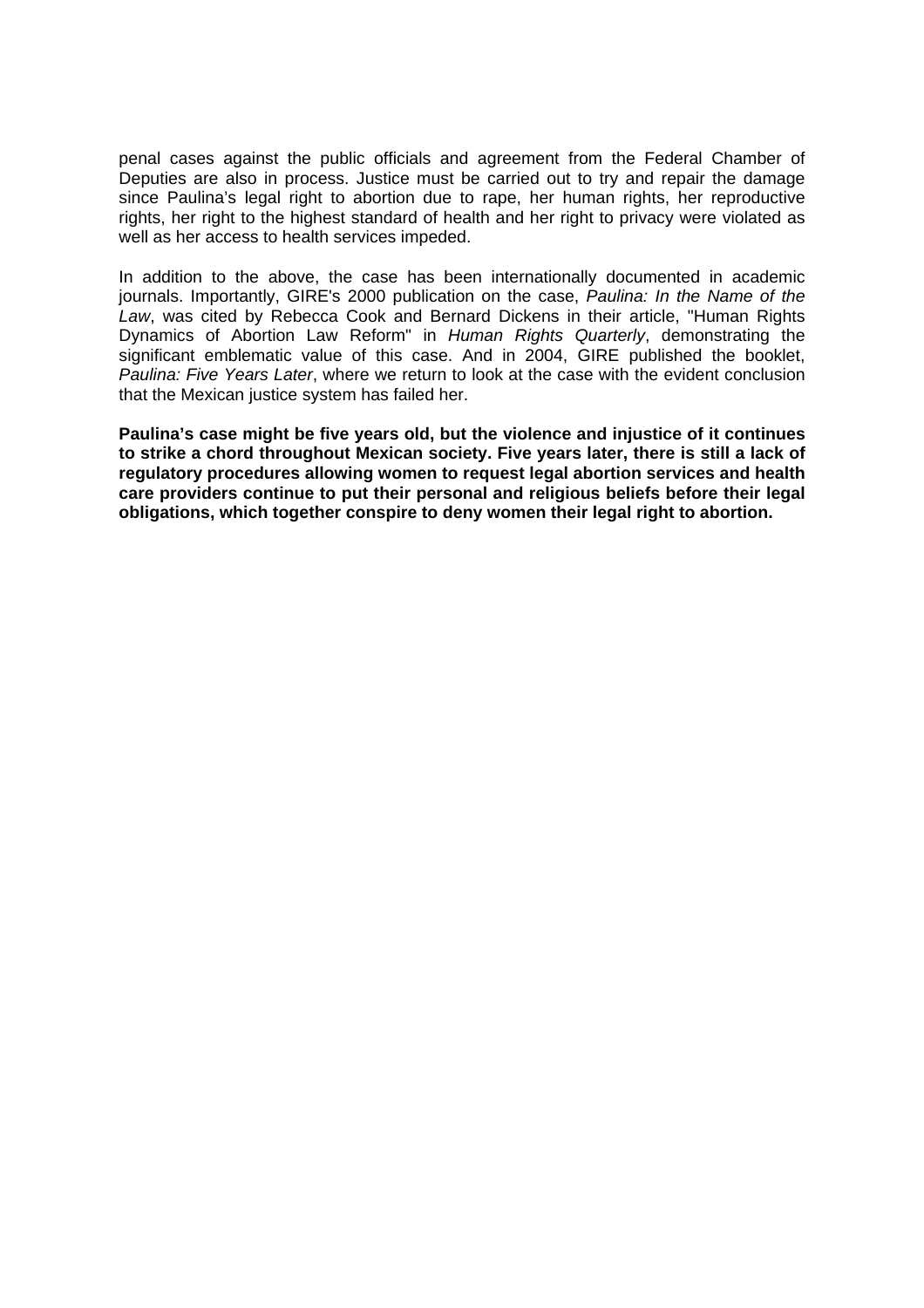penal cases against the public officials and agreement from the Federal Chamber of Deputies are also in process. Justice must be carried out to try and repair the damage since Paulina's legal right to abortion due to rape, her human rights, her reproductive rights, her right to the highest standard of health and her right to privacy were violated as well as her access to health services impeded.

In addition to the above, the case has been internationally documented in academic journals. Importantly, GIRE's 2000 publication on the case, *Paulina: In the Name of the Law*, was cited by Rebecca Cook and Bernard Dickens in their article, "Human Rights Dynamics of Abortion Law Reform" in *Human Rights Quarterly*, demonstrating the significant emblematic value of this case. And in 2004, GIRE published the booklet, *Paulina: Five Years Later*, where we return to look at the case with the evident conclusion that the Mexican justice system has failed her.

**Paulina's case might be five years old, but the violence and injustice of it continues to strike a chord throughout Mexican society. Five years later, there is still a lack of regulatory procedures allowing women to request legal abortion services and health care providers continue to put their personal and religious beliefs before their legal obligations, which together conspire to deny women their legal right to abortion.**